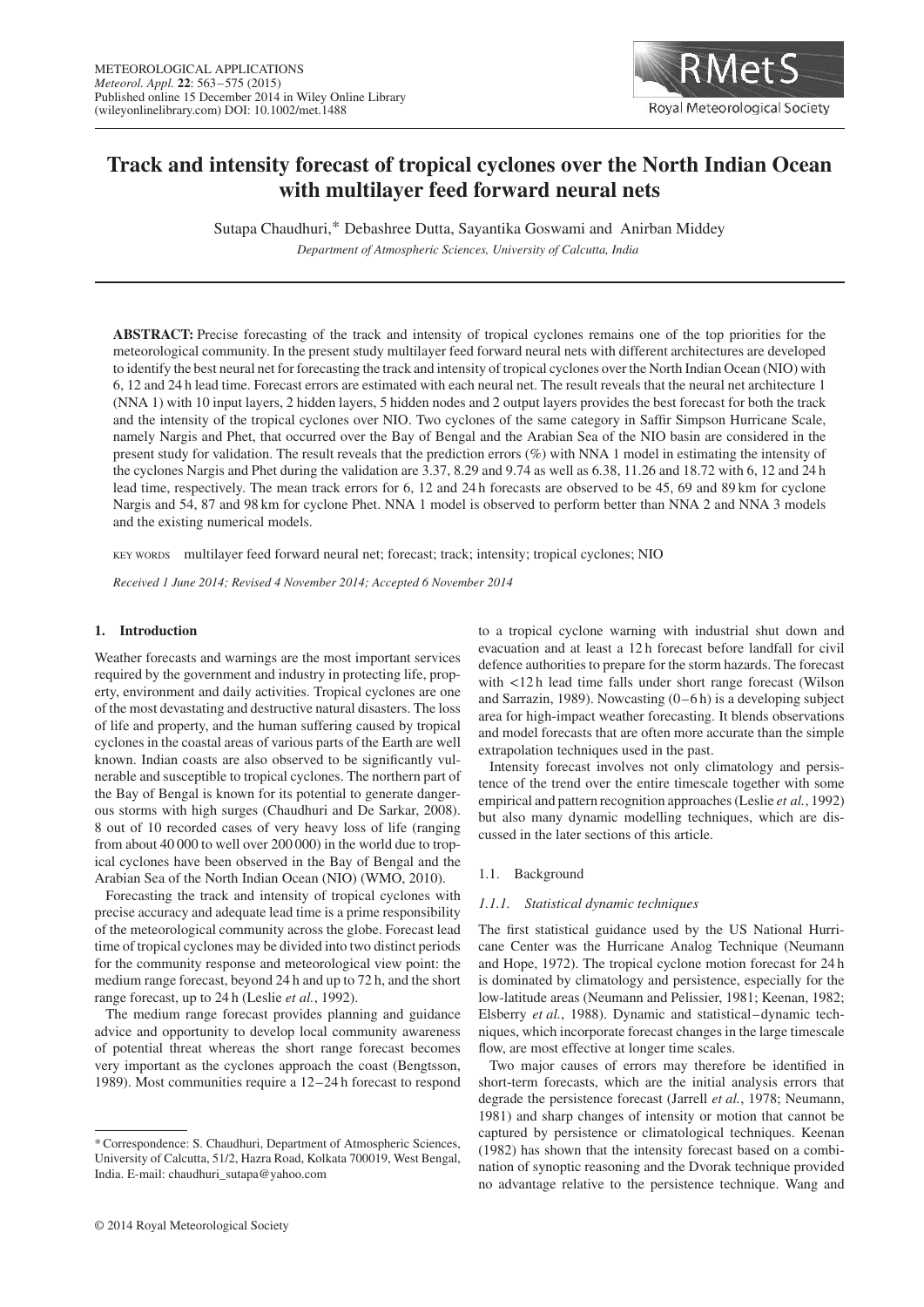# Track and intensity forecast of tropical cyclones over the North Indian Ocean with multilayer feed forward neural nets

Sutapa Chaudhuri,* Debashree Dutta, Sayantika Goswami and Anirban Middey

*Department of Atmospheric Sciences, University of Calcutta, India*

**ABSTRACT:** Precise forecasting of the track and intensity of tropical cyclones remains one of the top priorities for the meteorological community. In the present study multilayer feed forward neural nets with different architectures are developed to identify the best neural net for forecasting the track and intensity of tropical cyclones over the North Indian Ocean (NIO) with 6, 12 and 24 h lead time. Forecast errors are estimated with each neural net. The result reveals that the neural net architecture 1 (NNA 1) with 10 input layers, 2 hidden layers, 5 hidden nodes and 2 output layers provides the best forecast for both the track and the intensity of the tropical cyclones over NIO. Two cyclones of the same category in Saffir Simpson Hurricane Scale, namely Nargis and Phet, that occurred over the Bay of Bengal and the Arabian Sea of the NIO basin are considered in the present study for validation. The result reveals that the prediction errors (%) with NNA 1 model in estimating the intensity of the cyclones Nargis and Phet during the validation are 3.37, 8.29 and 9.74 as well as 6.38, 11.26 and 18.72 with 6, 12 and 24 h lead time, respectively. The mean track errors for 6, 12 and 24 h forecasts are observed to be 45, 69 and 89 km for cyclone Nargis and 54, 87 and 98 km for cyclone Phet. NNA 1 model is observed to perform better than NNA 2 and NNA 3 models and the existing numerical models.

KEY WORDS multilayer feed forward neural net; forecast; track; intensity; tropical cyclones; NIO

*Received 1 June 2014; Revised 4 November 2014; Accepted 6 November 2014*

## 1. Introduction

Weather forecasts and warnings are the most important services required by the government and industry in protecting life, property, environment and daily activities. Tropical cyclones are one of the most devastating and destructive natural disasters. The loss of life and property, and the human suffering caused by tropical cyclones in the coastal areas of various parts of the Earth are well known. Indian coasts are also observed to be significantly vulnerable and susceptible to tropical cyclones. The northern part of the Bay of Bengal is known for its potential to generate dangerous storms with high surges (Chaudhuri and De Sarkar, 2008). 8 out of 10 recorded cases of very heavy loss of life (ranging from about 40 000 to well over 200 000) in the world due to tropical cyclones have been observed in the Bay of Bengal and the Arabian Sea of the North Indian Ocean (NIO) (WMO, 2010).

Forecasting the track and intensity of tropical cyclones with precise accuracy and adequate lead time is a prime responsibility of the meteorological community across the globe. Forecast lead time of tropical cyclones may be divided into two distinct periods for the community response and meteorological view point: the medium range forecast, beyond 24 h and up to 72 h, and the short range forecast, up to 24 h (Leslie *et al.*, 1992).

The medium range forecast provides planning and guidance advice and opportunity to develop local community awareness of potential threat whereas the short range forecast becomes very important as the cyclones approach the coast (Bengtsson, 1989). Most communities require a 12–24 h forecast to respond to a tropical cyclone warning with industrial shut down and evacuation and at least a 12 h forecast before landfall for civil defence authorities to prepare for the storm hazards. The forecast with <12 h lead time falls under short range forecast (Wilson and Sarrazin, 1989). Nowcasting (0–6 h) is a developing subject area for high-impact weather forecasting. It blends observations and model forecasts that are often more accurate than the simple extrapolation techniques used in the past.

Intensity forecast involves not only climatology and persistence of the trend over the entire timescale together with some empirical and pattern recognition approaches (Leslie *et al.*, 1992) but also many dynamic modelling techniques, which are discussed in the later sections of this article.

### 1.1. Background

#### *1.1.1. Statistical dynamic techniques*

The first statistical guidance used by the US National Hurricane Center was the Hurricane Analog Technique (Neumann and Hope, 1972). The tropical cyclone motion forecast for 24 h is dominated by climatology and persistence, especially for the low-latitude areas (Neumann and Pelissier, 1981; Keenan, 1982; Elsberry *et al.*, 1988). Dynamic and statistical–dynamic techniques, which incorporate forecast changes in the large timescale flow, are most effective at longer time scales.

Two major causes of errors may therefore be identified in short-term forecasts, which are the initial analysis errors that degrade the persistence forecast (Jarrell *et al.*, 1978; Neumann, 1981) and sharp changes of intensity or motion that cannot be captured by persistence or climatological techniques. Keenan (1982) has shown that the intensity forecast based on a combination of synoptic reasoning and the Dvorak technique provided no advantage relative to the persistence technique. Wang and

*Correspondence: S. Chaudhuri, Department of Atmospheric Sciences, University of Calcutta, 51/2, Hazra Road, Kolkata 700019, West Bengal, India. E-mail: chaudhuri_sutapa@yahoo.com

© 2014 Royal Meteorological Society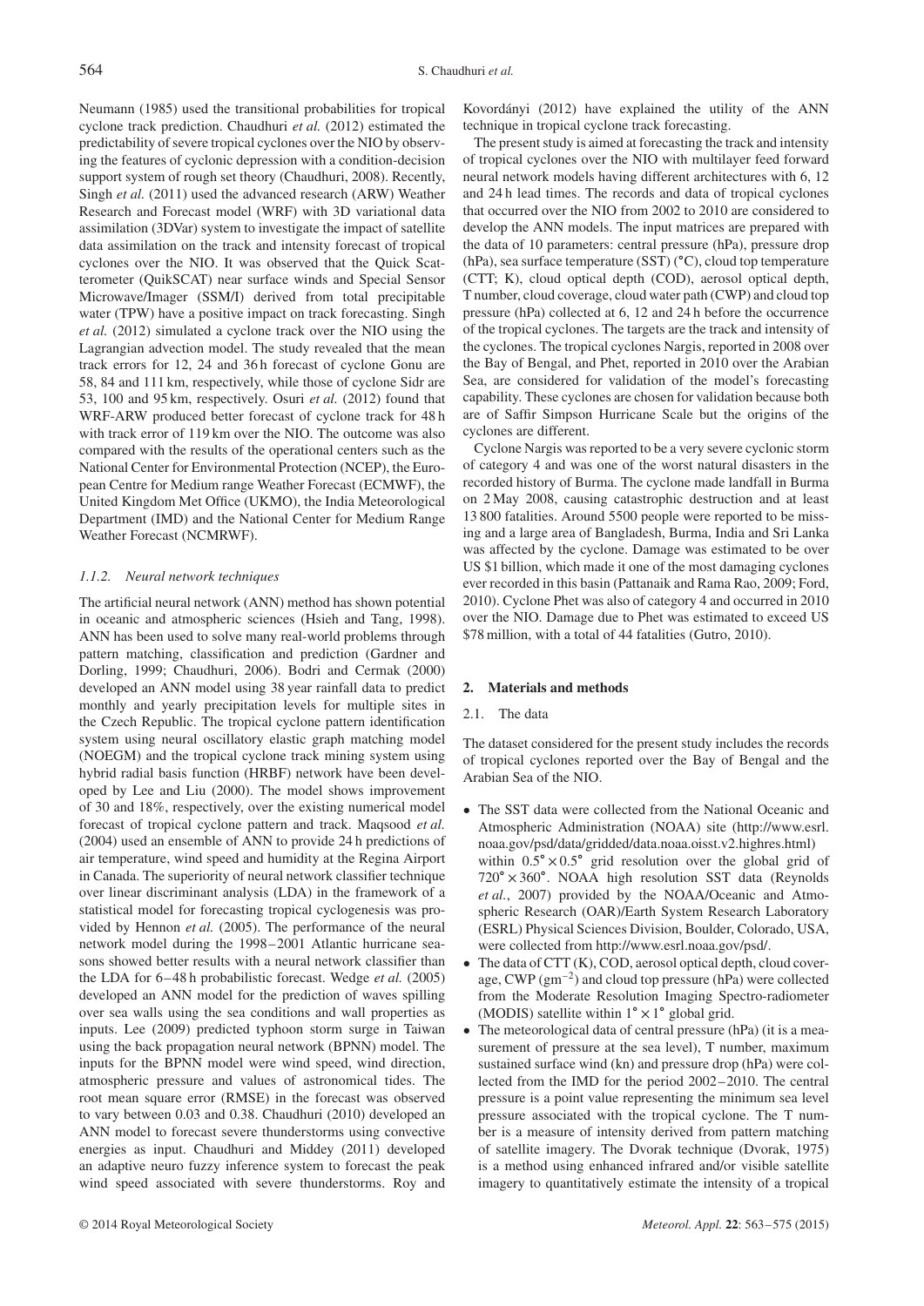Neumann (1985) used the transitional probabilities for tropical cyclone track prediction. Chaudhuri *et al.* (2012) estimated the predictability of severe tropical cyclones over the NIO by observing the features of cyclonic depression with a condition-decision support system of rough set theory (Chaudhuri, 2008). Recently, Singh *et al.* (2011) used the advanced research (ARW) Weather Research and Forecast model (WRF) with 3D variational data assimilation (3DVar) system to investigate the impact of satellite data assimilation on the track and intensity forecast of tropical cyclones over the NIO. It was observed that the Quick Scatterometer (QuikSCAT) near surface winds and Special Sensor Microwave/Imager (SSM/I) derived from total precipitable water (TPW) have a positive impact on track forecasting. Singh *et al.* (2012) simulated a cyclone track over the NIO using the Lagrangian advection model. The study revealed that the mean track errors for 12, 24 and 36 h forecast of cyclone Gonu are 58, 84 and 111 km, respectively, while those of cyclone Sidr are 53, 100 and 95 km, respectively. Osuri *et al.* (2012) found that WRF-ARW produced better forecast of cyclone track for 48 h with track error of 119 km over the NIO. The outcome was also compared with the results of the operational centers such as the National Center for Environmental Protection (NCEP), the European Centre for Medium range Weather Forecast (ECMWF), the United Kingdom Met Office (UKMO), the India Meteorological Department (IMD) and the National Center for Medium Range Weather Forecast (NCMRWF).

#### *1.1.2. Neural network techniques*

The artificial neural network (ANN) method has shown potential in oceanic and atmospheric sciences (Hsieh and Tang, 1998). ANN has been used to solve many real-world problems through pattern matching, classification and prediction (Gardner and Dorling, 1999; Chaudhuri, 2006). Bodri and Cermak (2000) developed an ANN model using 38 year rainfall data to predict monthly and yearly precipitation levels for multiple sites in the Czech Republic. The tropical cyclone pattern identification system using neural oscillatory elastic graph matching model (NOEGM) and the tropical cyclone track mining system using hybrid radial basis function (HRBF) network have been developed by Lee and Liu (2000). The model shows improvement of 30 and 18%, respectively, over the existing numerical model forecast of tropical cyclone pattern and track. Maqsood *et al.* (2004) used an ensemble of ANN to provide 24 h predictions of air temperature, wind speed and humidity at the Regina Airport in Canada. The superiority of neural network classifier technique over linear discriminant analysis (LDA) in the framework of a statistical model for forecasting tropical cyclogenesis was provided by Hennon *et al.* (2005). The performance of the neural network model during the 1998–2001 Atlantic hurricane seasons showed better results with a neural network classifier than the LDA for 6–48 h probabilistic forecast. Wedge *et al.* (2005) developed an ANN model for the prediction of waves spilling over sea walls using the sea conditions and wall properties as inputs. Lee (2009) predicted typhoon storm surge in Taiwan using the back propagation neural network (BPNN) model. The inputs for the BPNN model were wind speed, wind direction, atmospheric pressure and values of astronomical tides. The root mean square error (RMSE) in the forecast was observed to vary between 0.03 and 0.38. Chaudhuri (2010) developed an ANN model to forecast severe thunderstorms using convective energies as input. Chaudhuri and Middey (2011) developed an adaptive neuro fuzzy inference system to forecast the peak wind speed associated with severe thunderstorms. Roy and Kovordányi (2012) have explained the utility of the ANN technique in tropical cyclone track forecasting.

The present study is aimed at forecasting the track and intensity of tropical cyclones over the NIO with multilayer feed forward neural network models having different architectures with 6, 12 and 24 h lead times. The records and data of tropical cyclones that occurred over the NIO from 2002 to 2010 are considered to develop the ANN models. The input matrices are prepared with the data of 10 parameters: central pressure (hPa), pressure drop (hPa), sea surface temperature (SST) (°C), cloud top temperature (CTT; K), cloud optical depth (COD), aerosol optical depth, T number, cloud coverage, cloud water path (CWP) and cloud top pressure (hPa) collected at 6, 12 and 24 h before the occurrence of the tropical cyclones. The targets are the track and intensity of the cyclones. The tropical cyclones Nargis, reported in 2008 over the Bay of Bengal, and Phet, reported in 2010 over the Arabian Sea, are considered for validation of the model's forecasting capability. These cyclones are chosen for validation because both are of Saffir Simpson Hurricane Scale but the origins of the cyclones are different.

Cyclone Nargis was reported to be a very severe cyclonic storm of category 4 and was one of the worst natural disasters in the recorded history of Burma. The cyclone made landfall in Burma on 2 May 2008, causing catastrophic destruction and at least 13 800 fatalities. Around 5500 people were reported to be missing and a large area of Bangladesh, Burma, India and Sri Lanka was affected by the cyclone. Damage was estimated to be over US $1 billion, which made it one of the most damaging cyclones ever recorded in this basin (Pattanaik and Rama Rao, 2009; Ford, 2010). Cyclone Phet was also of category 4 and occurred in 2010 over the NIO. Damage due to Phet was estimated to exceed US $78 million, with a total of 44 fatalities (Gutro, 2010).

## 2. Materials and methods

### 2.1. The data

The dataset considered for the present study includes the records of tropical cyclones reported over the Bay of Bengal and the Arabian Sea of the NIO.

- The SST data were collected from the National Oceanic and Atmospheric Administration (NOAA) site (http://www.esrl.noaa.gov/psd/data/gridded/data.noaa.oisst.v2.highres.html) within $0.5° \times 0.5°$ grid resolution over the global grid of $720° \times 360°$. NOAA high resolution SST data (Reynolds *et al.*, 2007) provided by the NOAA/Oceanic and Atmospheric Research (OAR)/Earth System Research Laboratory (ESRL) Physical Sciences Division, Boulder, Colorado, USA, were collected from http://www.esrl.noaa.gov/psd/.
- The data of CTT (K), COD, aerosol optical depth, cloud coverage, CWP ($\mathrm{g\,m^{-2}}$) and cloud top pressure (hPa) were collected from the Moderate Resolution Imaging Spectro-radiometer (MODIS) satellite within $1° \times 1°$ global grid.
- The meteorological data of central pressure (hPa) (it is a measurement of pressure at the sea level), T number, maximum sustained surface wind (kn) and pressure drop (hPa) were collected from the IMD for the period 2002–2010. The central pressure is a point value representing the minimum sea level pressure associated with the tropical cyclone. The T number is a measure of intensity derived from pattern matching of satellite imagery. The Dvorak technique (Dvorak, 1975) is a method using enhanced infrared and/or visible satellite imagery to quantitatively estimate the intensity of a tropical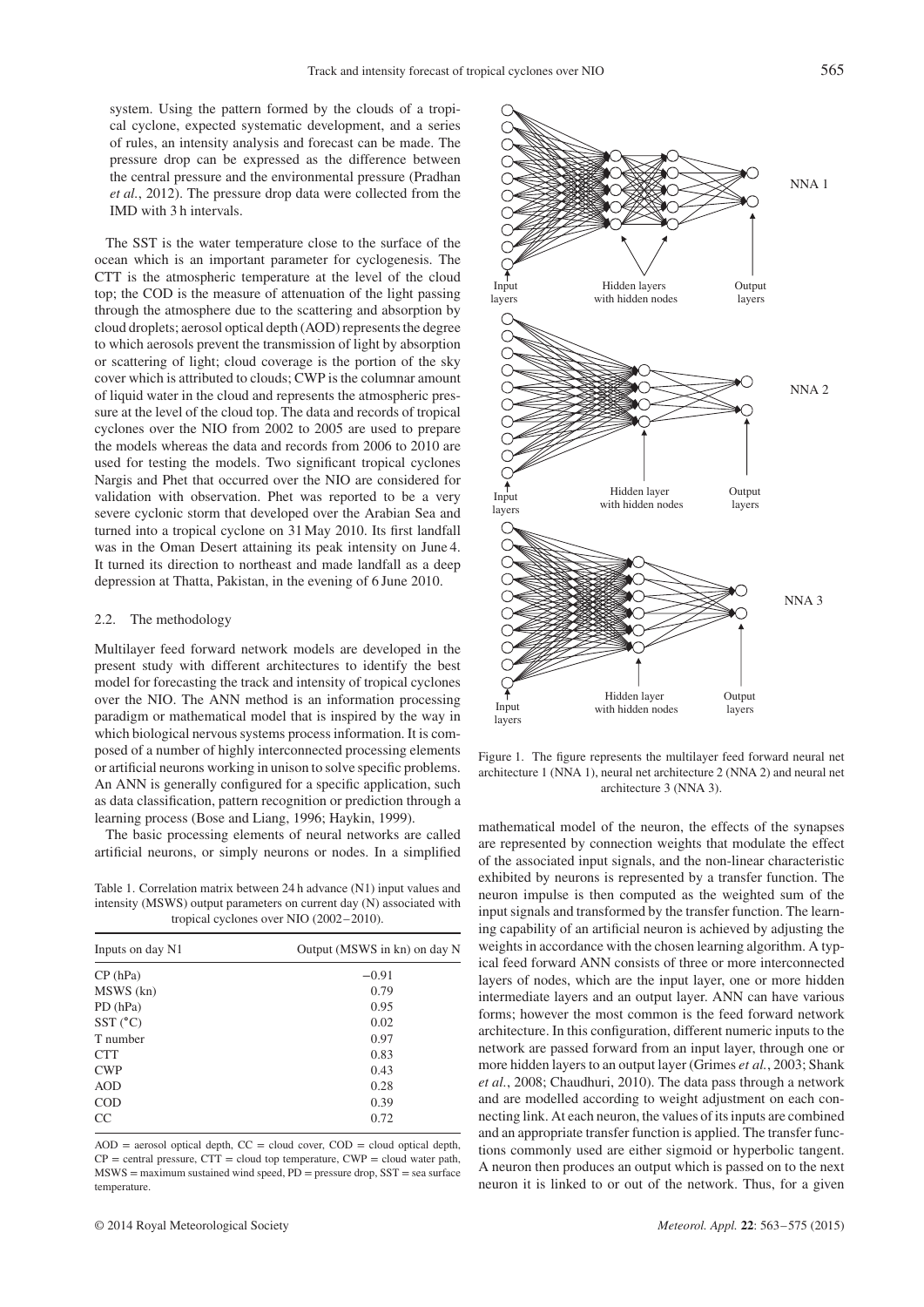system. Using the pattern formed by the clouds of a tropical cyclone, expected systematic development, and a series of rules, an intensity analysis and forecast can be made. The pressure drop can be expressed as the difference between the central pressure and the environmental pressure (Pradhan *et al.*, 2012). The pressure drop data were collected from the IMD with 3 h intervals.

The SST is the water temperature close to the surface of the ocean which is an important parameter for cyclogenesis. The CTT is the atmospheric temperature at the level of the cloud top; the COD is the measure of attenuation of the light passing through the atmosphere due to the scattering and absorption by cloud droplets; aerosol optical depth (AOD) represents the degree to which aerosols prevent the transmission of light by absorption or scattering of light; cloud coverage is the portion of the sky cover which is attributed to clouds; CWP is the columnar amount of liquid water in the cloud and represents the atmospheric pressure at the level of the cloud top. The data and records of tropical cyclones over the NIO from 2002 to 2005 are used to prepare the models whereas the data and records from 2006 to 2010 are used for testing the models. Two significant tropical cyclones Nargis and Phet that occurred over the NIO are considered for validation with observation. Phet was reported to be a very severe cyclonic storm that developed over the Arabian Sea and turned into a tropical cyclone on 31 May 2010. Its first landfall was in the Oman Desert attaining its peak intensity on June 4. It turned its direction to northeast and made landfall as a deep depression at Thatta, Pakistan, in the evening of 6 June 2010.

### 2.2. The methodology

Multilayer feed forward network models are developed in the present study with different architectures to identify the best model for forecasting the track and intensity of tropical cyclones over the NIO. The ANN method is an information processing paradigm or mathematical model that is inspired by the way in which biological nervous systems process information. It is composed of a number of highly interconnected processing elements or artificial neurons working in unison to solve specific problems. An ANN is generally configured for a specific application, such as data classification, pattern recognition or prediction through a learning process (Bose and Liang, 1996; Haykin, 1999).

The basic processing elements of neural networks are called artificial neurons, or simply neurons or nodes. In a simplified mathematical model of the neuron, the effects of the synapses are represented by connection weights that modulate the effect of the associated input signals, and the non-linear characteristic exhibited by neurons is represented by a transfer function. The neuron impulse is then computed as the weighted sum of the input signals and transformed by the transfer function. The learning capability of an artificial neuron is achieved by adjusting the weights in accordance with the chosen learning algorithm. A typical feed forward ANN consists of three or more interconnected layers of nodes, which are the input layer, one or more hidden intermediate layers and an output layer. ANN can have various forms; however the most common is the feed forward network architecture. In this configuration, different numeric inputs to the network are passed forward from an input layer, through one or more hidden layers to an output layer (Grimes *et al.*, 2003; Shank *et al.*, 2008; Chaudhuri, 2010). The data pass through a network and are modelled according to weight adjustment on each connecting link. At each neuron, the values of its inputs are combined and an appropriate transfer function is applied. The transfer functions commonly used are either sigmoid or hyperbolic tangent. A neuron then produces an output which is passed on to the next neuron it is linked to or out of the network. Thus, for a given

Table 1. Correlation matrix between 24 h advance (N1) input values and intensity (MSWS) output parameters on current day (N) associated with tropical cyclones over NIO (2002–2010).

| Inputs on day N1 | Output (MSWS in kn) on day N |
|---|---|
| CP (hPa) | −0.91 |
| MSWS (kn) | 0.79 |
| PD (hPa) | 0.95 |
| SST (°C) | 0.02 |
| T number | 0.97 |
| CTT | 0.83 |
| CWP | 0.43 |
| AOD | 0.28 |
| COD | 0.39 |
| CC | 0.72 |

AOD = aerosol optical depth, CC = cloud cover, COD = cloud optical depth, CP = central pressure, CTT = cloud top temperature, CWP = cloud water path, MSWS = maximum sustained wind speed, PD = pressure drop, SST = sea surface temperature.

Figure 1. The figure represents the multilayer feed forward neural net architecture 1 (NNA 1), neural net architecture 2 (NNA 2) and neural net architecture 3 (NNA 3).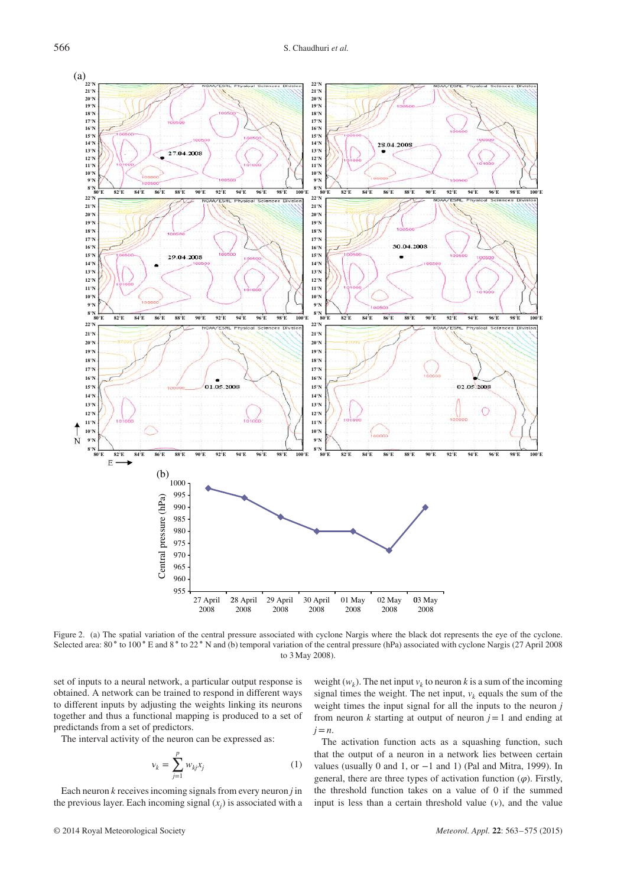Figure 2. (a) The spatial variation of the central pressure associated with cyclone Nargis where the black dot represents the eye of the cyclone. Selected area: 80° to 100° E and 8° to 22° N and (b) temporal variation of the central pressure (hPa) associated with cyclone Nargis (27 April 2008 to 3 May 2008).

set of inputs to a neural network, a particular output response is obtained. A network can be trained to respond in different ways to different inputs by adjusting the weights linking its neurons together and thus a functional mapping is produced to a set of predictands from a set of predictors.

The interval activity of the neuron can be expressed as:

$$v_k = \sum_{j=1}^{p} w_{kj} x_j \tag{1}$$

Each neuron $k$ receives incoming signals from every neuron $j$ in the previous layer. Each incoming signal ($x_j$) is associated with a weight ($w_k$). The net input $v_k$ to neuron $k$ is a sum of the incoming signal times the weight. The net input, $v_k$ equals the sum of the weight times the input signal for all the inputs to the neuron $j$ from neuron $k$ starting at output of neuron $j = 1$ and ending at $j = n$.

The activation function acts as a squashing function, such that the output of a neuron in a network lies between certain values (usually 0 and 1, or −1 and 1) (Pal and Mitra, 1999). In general, there are three types of activation function ($\varphi$). Firstly, the threshold function takes on a value of 0 if the summed input is less than a certain threshold value ($v$), and the value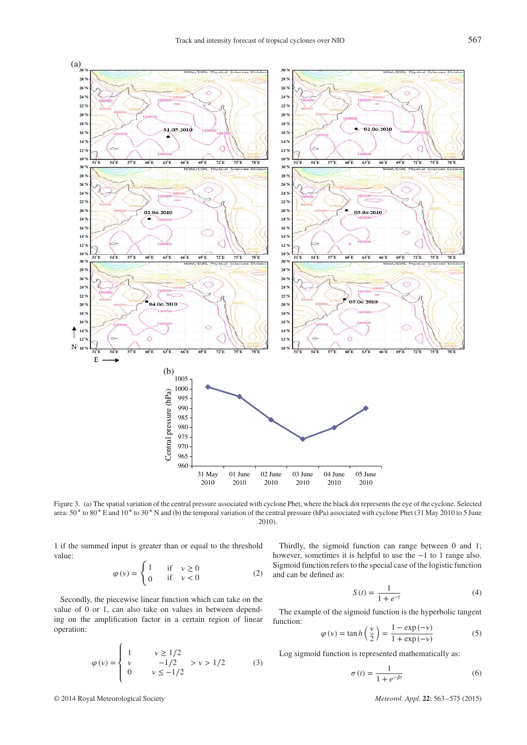Figure 3. (a) The spatial variation of the central pressure associated with cyclone Phet, where the black dot represents the eye of the cyclone. Selected area: 50° to 80° E and 10° to 30° N and (b) the temporal variation of the central pressure (hPa) associated with cyclone Phet (31 May 2010 to 5 June 2010).

1 if the summed input is greater than or equal to the threshold value:

$$\varphi(v) = \begin{cases} 1 & \text{if} \quad v \geq 0 \\ 0 & \text{if} \quad v < 0 \end{cases} \tag{2}$$

Secondly, the piecewise linear function which can take on the value of 0 or 1, can also take on values in between depending on the amplification factor in a certain region of linear operation:

$$\varphi(v) = \begin{cases} 1 & v \geq 1/2 \\ v & -1/2 \quad > v > 1/2 \\ 0 & v \leq -1/2 \end{cases} \tag{3}$$

Thirdly, the sigmoid function can range between 0 and 1; however, sometimes it is helpful to use the −1 to 1 range also. Sigmoid function refers to the special case of the logistic function and can be defined as:

$$S(t) = \frac{1}{1 + e^{-t}} \tag{4}$$

The example of the sigmoid function is the hyperbolic tangent function:

$$\varphi(v) = \tan h\left(\frac{v}{2}\right) = \frac{1 - \exp(-v)}{1 + \exp(-v)} \tag{5}$$

Log sigmoid function is represented mathematically as:

$$\sigma(t) = \frac{1}{1 + e^{-\beta t}} \tag{6}$$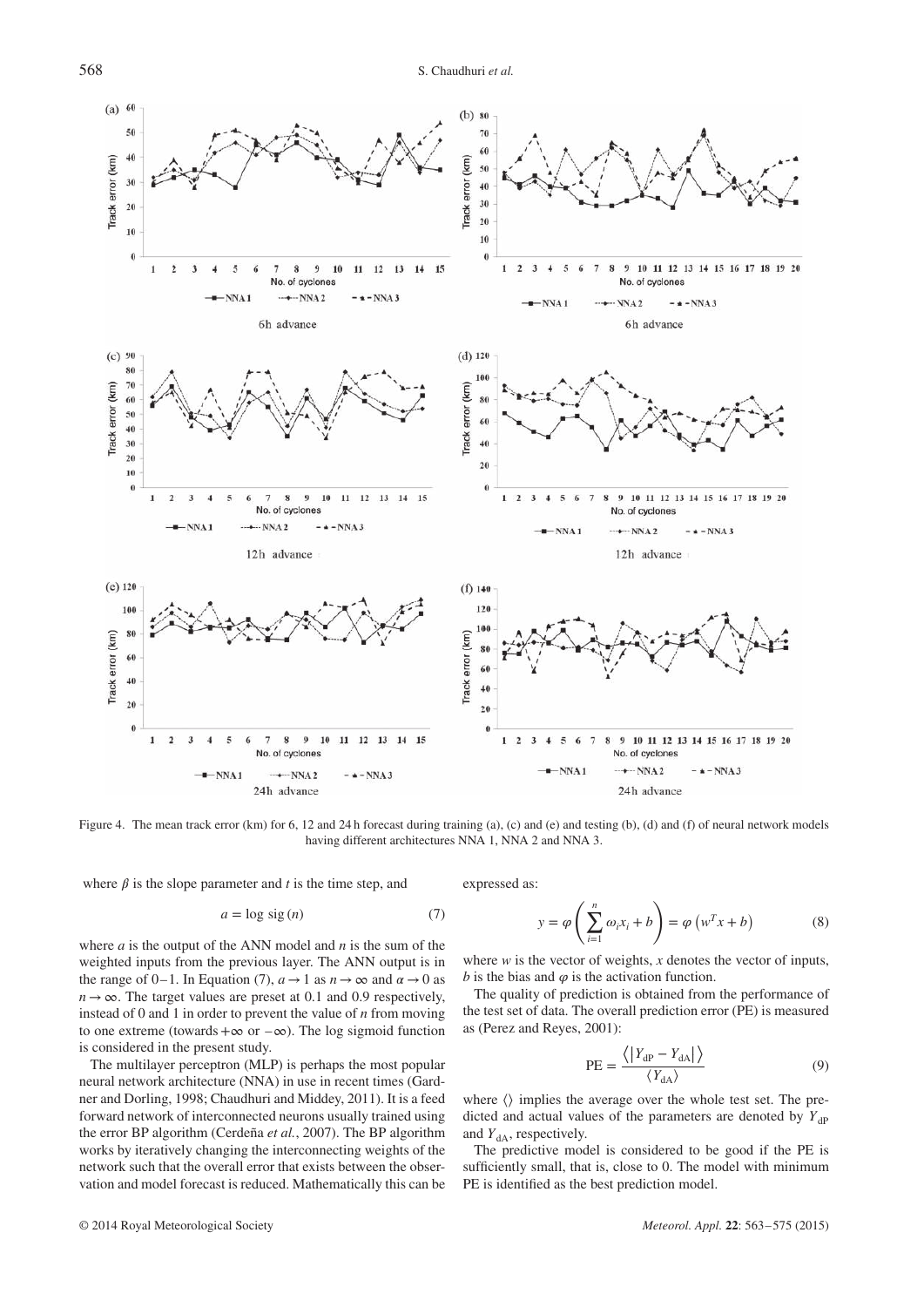Figure 4. The mean track error (km) for 6, 12 and 24 h forecast during training (a), (c) and (e) and testing (b), (d) and (f) of neural network models having different architectures NNA 1, NNA 2 and NNA 3.

where $\beta$ is the slope parameter and $t$ is the time step, and

$$a = \log \text{sig}(n) \tag{7}$$

where $a$ is the output of the ANN model and $n$ is the sum of the weighted inputs from the previous layer. The ANN output is in the range of 0–1. In Equation (7), $a \to 1$ as $n \to \infty$ and $\alpha \to 0$ as $n \to \infty$. The target values are preset at 0.1 and 0.9 respectively, instead of 0 and 1 in order to prevent the value of $n$ from moving to one extreme (towards $+\infty$ or $-\infty$). The log sigmoid function is considered in the present study.

The multilayer perceptron (MLP) is perhaps the most popular neural network architecture (NNA) in use in recent times (Gardner and Dorling, 1998; Chaudhuri and Middey, 2011). It is a feed forward network of interconnected neurons usually trained using the error BP algorithm (Cerdeña *et al.*, 2007). The BP algorithm works by iteratively changing the interconnecting weights of the network such that the overall error that exists between the observation and model forecast is reduced. Mathematically this can be expressed as:

$$y = \varphi\left(\sum_{i=1}^{n} \omega_i x_i + b\right) = \varphi\left(w^T x + b\right) \tag{8}$$

where $w$ is the vector of weights, $x$ denotes the vector of inputs, $b$ is the bias and $\varphi$ is the activation function.

The quality of prediction is obtained from the performance of the test set of data. The overall prediction error (PE) is measured as (Perez and Reyes, 2001):

$$\text{PE} = \frac{\left\langle \left| Y_{\text{dP}} - Y_{\text{dA}} \right| \right\rangle}{\left\langle Y_{\text{dA}} \right\rangle} \tag{9}$$

where $\langle\rangle$ implies the average over the whole test set. The predicted and actual values of the parameters are denoted by $Y_{\text{dP}}$ and $Y_{\text{dA}}$, respectively.

The predictive model is considered to be good if the PE is sufficiently small, that is, close to 0. The model with minimum PE is identified as the best prediction model.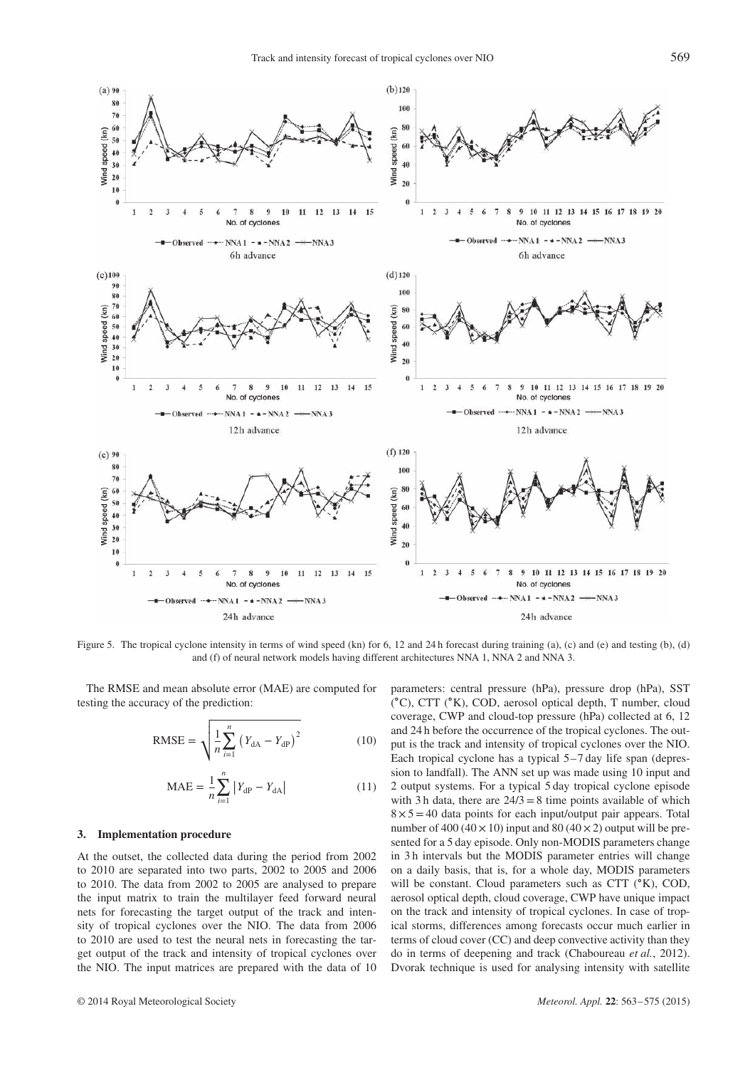Figure 5. The tropical cyclone intensity in terms of wind speed (kn) for 6, 12 and 24 h forecast during training (a), (c) and (e) and testing (b), (d) and (f) of neural network models having different architectures NNA 1, NNA 2 and NNA 3.

The RMSE and mean absolute error (MAE) are computed for testing the accuracy of the prediction:

$$\mathrm{RMSE} = \sqrt{\frac{1}{n}\sum_{i=1}^{n}\left(Y_{\mathrm{dA}} - Y_{\mathrm{dP}}\right)^{2}} \tag{10}$$

$$\mathrm{MAE} = \frac{1}{n}\sum_{i=1}^{n}\left|Y_{\mathrm{dP}} - Y_{\mathrm{dA}}\right| \tag{11}$$

### 3. Implementation procedure

At the outset, the collected data during the period from 2002 to 2010 are separated into two parts, 2002 to 2005 and 2006 to 2010. The data from 2002 to 2005 are analysed to prepare the input matrix to train the multilayer feed forward neural nets for forecasting the target output of the track and intensity of tropical cyclones over the NIO. The data from 2006 to 2010 are used to test the neural nets in forecasting the target output of the track and intensity of tropical cyclones over the NIO. The input matrices are prepared with the data of 10 parameters: central pressure (hPa), pressure drop (hPa), SST (°C), CTT (°K), COD, aerosol optical depth, T number, cloud coverage, CWP and cloud-top pressure (hPa) collected at 6, 12 and 24 h before the occurrence of the tropical cyclones. The output is the track and intensity of tropical cyclones over the NIO. Each tropical cyclone has a typical 5–7 day life span (depression to landfall). The ANN set up was made using 10 input and 2 output systems. For a typical 5 day tropical cyclone episode with 3 h data, there are $24/3 = 8$ time points available of which $8 \times 5 = 40$ data points for each input/output pair appears. Total number of 400 ($40 \times 10$) input and 80 ($40 \times 2$) output will be presented for a 5 day episode. Only non-MODIS parameters change in 3 h intervals but the MODIS parameter entries will change on a daily basis, that is, for a whole day, MODIS parameters will be constant. Cloud parameters such as CTT (°K), COD, aerosol optical depth, cloud coverage, CWP have unique impact on the track and intensity of tropical cyclones. In case of tropical storms, differences among forecasts occur much earlier in terms of cloud cover (CC) and deep convective activity than they do in terms of deepening and track (Chaboureau *et al.*, 2012). Dvorak technique is used for analysing intensity with satellite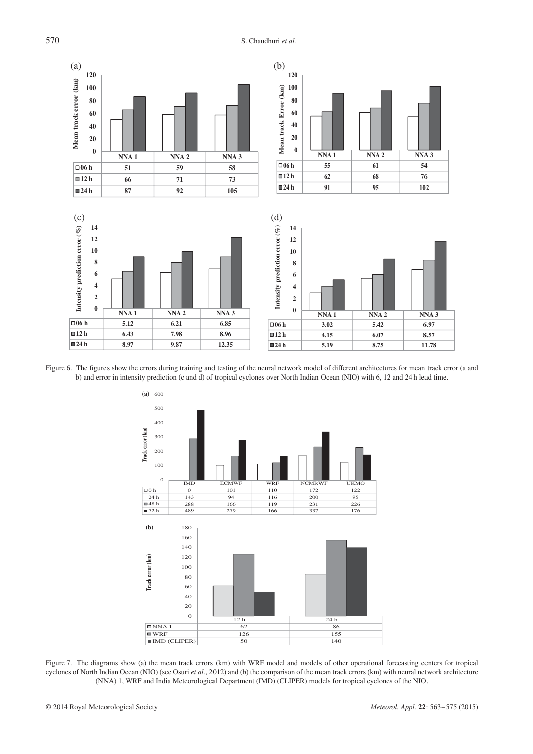(a)

| | NNA 1 | NNA 2 | NNA 3 |
|---|---|---|---|
| 06 h | 51 | 59 | 58 |
| 12 h | 66 | 71 | 73 |
| 24 h | 87 | 92 | 105 |

(b)

| | NNA 1 | NNA 2 | NNA 3 |
|---|---|---|---|
| 06 h | 55 | 61 | 54 |
| 12 h | 62 | 68 | 76 |
| 24 h | 91 | 95 | 102 |

(c)

| | NNA 1 | NNA 2 | NNA 3 |
|---|---|---|---|
| 06 h | 5.12 | 6.21 | 6.85 |
| 12 h | 6.43 | 7.98 | 8.96 |
| 24 h | 8.97 | 9.87 | 12.35 |

(d)

| | NNA 1 | NNA 2 | NNA 3 |
|---|---|---|---|
| 06 h | 3.02 | 5.42 | 6.97 |
| 12 h | 4.15 | 6.07 | 8.57 |
| 24 h | 5.19 | 8.75 | 11.78 |

Figure 6. The figures show the errors during training and testing of the neural network model of different architectures for mean track error (a and b) and error in intensity prediction (c and d) of tropical cyclones over North Indian Ocean (NIO) with 6, 12 and 24 h lead time.

(a)

| | IMD | ECMWF | WRF | NCMRWF | UKMO |
|---|---|---|---|---|---|
| 0 h | 0 | 101 | 110 | 172 | 122 |
| 24 h | 143 | 94 | 116 | 200 | 95 |
| 48 h | 288 | 166 | 119 | 231 | 226 |
| 72 h | 489 | 279 | 166 | 337 | 176 |

(b)

| | 12 h | 24 h |
|---|---|---|
| NNA 1 | 62 | 86 |
| WRF | 126 | 155 |
| IMD (CLIPER) | 50 | 140 |

Figure 7. The diagrams show (a) the mean track errors (km) with WRF model and models of other operational forecasting centers for tropical cyclones of North Indian Ocean (NIO) (see Osuri *et al.*, 2012) and (b) the comparison of the mean track errors (km) with neural network architecture (NNA) 1, WRF and India Meteorological Department (IMD) (CLIPER) models for tropical cyclones of the NIO.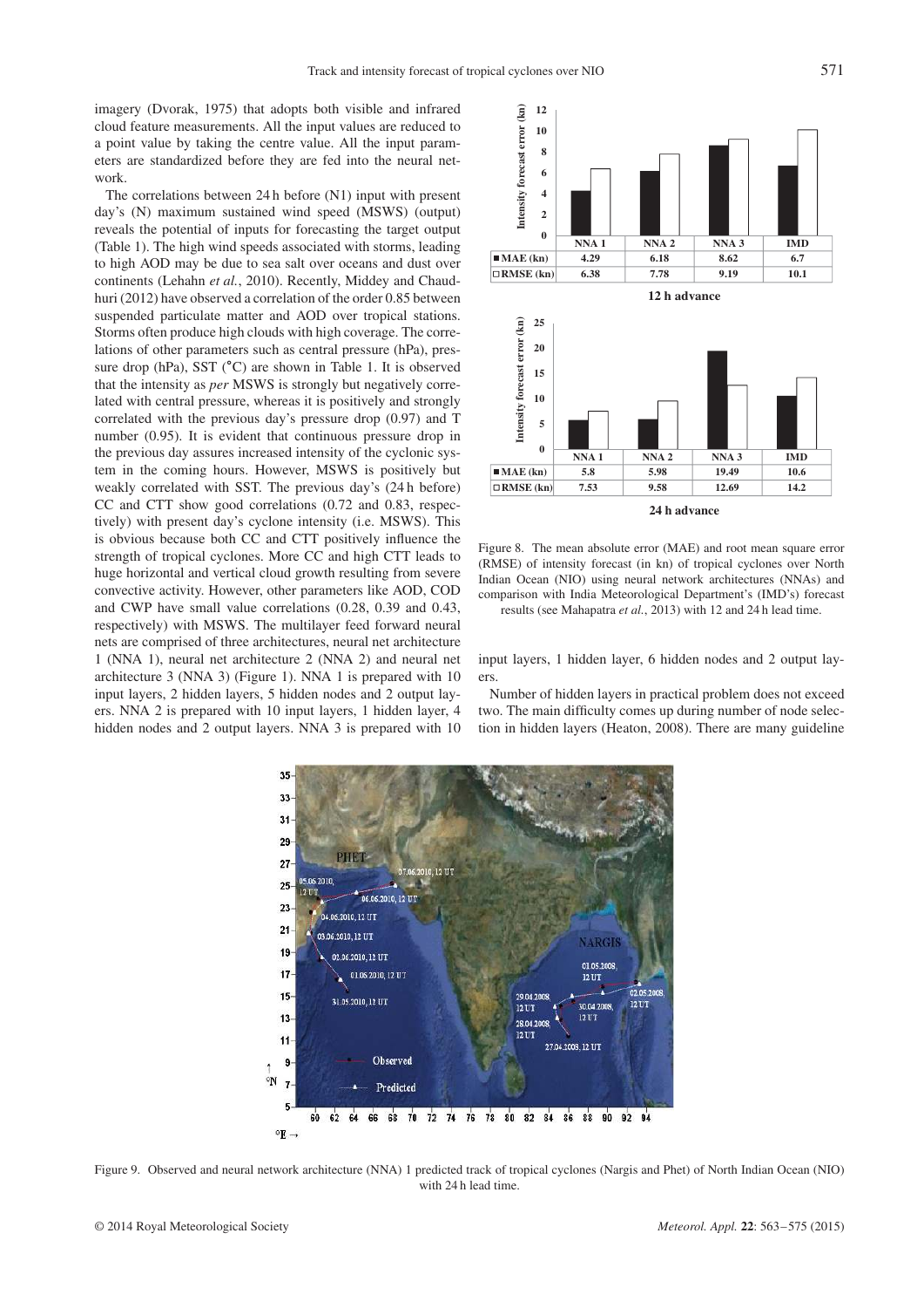imagery (Dvorak, 1975) that adopts both visible and infrared cloud feature measurements. All the input values are reduced to a point value by taking the centre value. All the input parameters are standardized before they are fed into the neural network.

The correlations between 24 h before (N1) input with present day's (N) maximum sustained wind speed (MSWS) (output) reveals the potential of inputs for forecasting the target output (Table 1). The high wind speeds associated with storms, leading to high AOD may be due to sea salt over oceans and dust over continents (Lehahn *et al.*, 2010). Recently, Middey and Chaudhuri (2012) have observed a correlation of the order 0.85 between suspended particulate matter and AOD over tropical stations. Storms often produce high clouds with high coverage. The correlations of other parameters such as central pressure (hPa), pressure drop (hPa), SST (°C) are shown in Table 1. It is observed that the intensity as *per* MSWS is strongly but negatively correlated with central pressure, whereas it is positively and strongly correlated with the previous day's pressure drop (0.97) and T number (0.95). It is evident that continuous pressure drop in the previous day assures increased intensity of the cyclonic system in the coming hours. However, MSWS is positively but weakly correlated with SST. The previous day's (24 h before) CC and CTT show good correlations (0.72 and 0.83, respectively) with present day's cyclone intensity (i.e. MSWS). This is obvious because both CC and CTT positively influence the strength of tropical cyclones. More CC and high CTT leads to huge horizontal and vertical cloud growth resulting from severe convective activity. However, other parameters like AOD, COD and CWP have small value correlations (0.28, 0.39 and 0.43, respectively) with MSWS. The multilayer feed forward neural nets are comprised of three architectures, neural net architecture 1 (NNA 1), neural net architecture 2 (NNA 2) and neural net architecture 3 (NNA 3) (Figure 1). NNA 1 is prepared with 10 input layers, 2 hidden layers, 5 hidden nodes and 2 output layers. NNA 2 is prepared with 10 input layers, 1 hidden layer, 4 hidden nodes and 2 output layers. NNA 3 is prepared with 10 input layers, 1 hidden layer, 6 hidden nodes and 2 output layers.

Number of hidden layers in practical problem does not exceed two. The main difficulty comes up during number of node selection in hidden layers (Heaton, 2008). There are many guideline

**12 h advance**

| | NNA 1 | NNA 2 | NNA 3 | IMD |
|---|---|---|---|---|
| MAE (kn) | 4.29 | 6.18 | 8.62 | 6.7 |
| RMSE (kn) | 6.38 | 7.78 | 9.19 | 10.1 |

**24 h advance**

| | NNA 1 | NNA 2 | NNA 3 | IMD |
|---|---|---|---|---|
| MAE (kn) | 5.8 | 5.98 | 19.49 | 10.6 |
| RMSE (kn) | 7.53 | 9.58 | 12.69 | 14.2 |

Figure 8. The mean absolute error (MAE) and root mean square error (RMSE) of intensity forecast (in kn) of tropical cyclones over North Indian Ocean (NIO) using neural network architectures (NNAs) and comparison with India Meteorological Department's (IMD's) forecast results (see Mahapatra *et al.*, 2013) with 12 and 24 h lead time.

Figure 9. Observed and neural network architecture (NNA) 1 predicted track of tropical cyclones (Nargis and Phet) of North Indian Ocean (NIO) with 24 h lead time.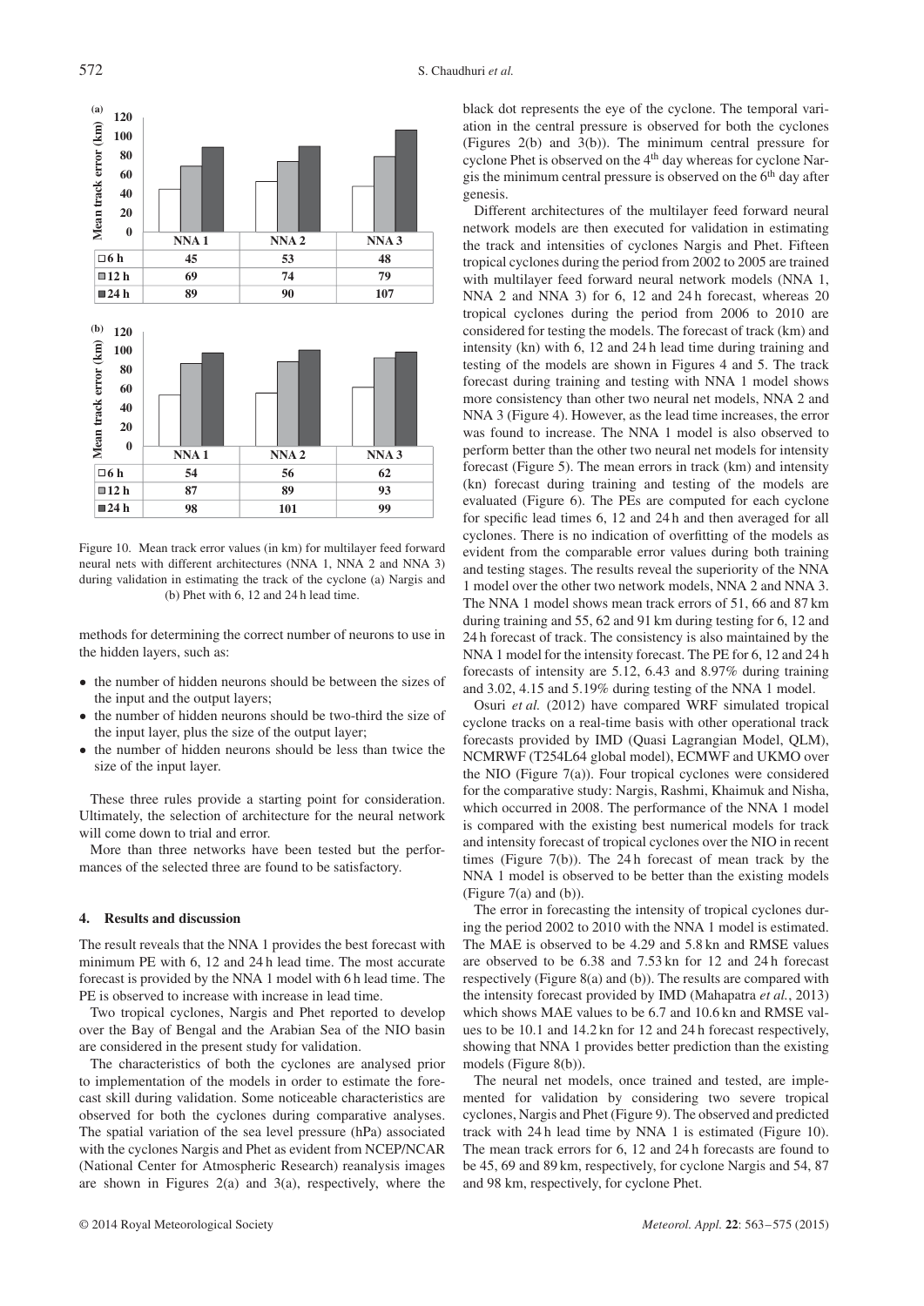| (a) | NNA 1 | NNA 2 | NNA 3 |
|---|---|---|---|
| 6 h | 45 | 53 | 48 |
| 12 h | 69 | 74 | 79 |
| 24 h | 89 | 90 | 107 |

| (b) | NNA 1 | NNA 2 | NNA 3 |
|---|---|---|---|
| 6 h | 54 | 56 | 62 |
| 12 h | 87 | 89 | 93 |
| 24 h | 98 | 101 | 99 |

Figure 10. Mean track error values (in km) for multilayer feed forward neural nets with different architectures (NNA 1, NNA 2 and NNA 3) during validation in estimating the track of the cyclone (a) Nargis and (b) Phet with 6, 12 and 24 h lead time.

methods for determining the correct number of neurons to use in the hidden layers, such as:

- the number of hidden neurons should be between the sizes of the input and the output layers;
- the number of hidden neurons should be two-third the size of the input layer, plus the size of the output layer;
- the number of hidden neurons should be less than twice the size of the input layer.

These three rules provide a starting point for consideration. Ultimately, the selection of architecture for the neural network will come down to trial and error.

More than three networks have been tested but the performances of the selected three are found to be satisfactory.

## 4. Results and discussion

The result reveals that the NNA 1 provides the best forecast with minimum PE with 6, 12 and 24 h lead time. The most accurate forecast is provided by the NNA 1 model with 6 h lead time. The PE is observed to increase with increase in lead time.

Two tropical cyclones, Nargis and Phet reported to develop over the Bay of Bengal and the Arabian Sea of the NIO basin are considered in the present study for validation.

The characteristics of both the cyclones are analysed prior to implementation of the models in order to estimate the forecast skill during validation. Some noticeable characteristics are observed for both the cyclones during comparative analyses. The spatial variation of the sea level pressure (hPa) associated with the cyclones Nargis and Phet as evident from NCEP/NCAR (National Center for Atmospheric Research) reanalysis images are shown in Figures 2(a) and 3(a), respectively, where the black dot represents the eye of the cyclone. The temporal variation in the central pressure is observed for both the cyclones (Figures 2(b) and 3(b)). The minimum central pressure for cyclone Phet is observed on the 4th day whereas for cyclone Nargis the minimum central pressure is observed on the 6th day after genesis.

Different architectures of the multilayer feed forward neural network models are then executed for validation in estimating the track and intensities of cyclones Nargis and Phet. Fifteen tropical cyclones during the period from 2002 to 2005 are trained with multilayer feed forward neural network models (NNA 1, NNA 2 and NNA 3) for 6, 12 and 24 h forecast, whereas 20 tropical cyclones during the period from 2006 to 2010 are considered for testing the models. The forecast of track (km) and intensity (kn) with 6, 12 and 24 h lead time during training and testing of the models are shown in Figures 4 and 5. The track forecast during training and testing with NNA 1 model shows more consistency than other two neural net models, NNA 2 and NNA 3 (Figure 4). However, as the lead time increases, the error was found to increase. The NNA 1 model is also observed to perform better than the other two neural net models for intensity forecast (Figure 5). The mean errors in track (km) and intensity (kn) forecast during training and testing of the models are evaluated (Figure 6). The PEs are computed for each cyclone for specific lead times 6, 12 and 24 h and then averaged for all cyclones. There is no indication of overfitting of the models as evident from the comparable error values during both training and testing stages. The results reveal the superiority of the NNA 1 model over the other two network models, NNA 2 and NNA 3. The NNA 1 model shows mean track errors of 51, 66 and 87 km during training and 55, 62 and 91 km during testing for 6, 12 and 24 h forecast of track. The consistency is also maintained by the NNA 1 model for the intensity forecast. The PE for 6, 12 and 24 h forecasts of intensity are 5.12, 6.43 and 8.97% during training and 3.02, 4.15 and 5.19% during testing of the NNA 1 model.

Osuri *et al.* (2012) have compared WRF simulated tropical cyclone tracks on a real-time basis with other operational track forecasts provided by IMD (Quasi Lagrangian Model, QLM), NCMRWF (T254L64 global model), ECMWF and UKMO over the NIO (Figure 7(a)). Four tropical cyclones were considered for the comparative study: Nargis, Rashmi, Khaimuk and Nisha, which occurred in 2008. The performance of the NNA 1 model is compared with the existing best numerical models for track and intensity forecast of tropical cyclones over the NIO in recent times (Figure 7(b)). The 24 h forecast of mean track by the NNA 1 model is observed to be better than the existing models (Figure 7(a) and (b)).

The error in forecasting the intensity of tropical cyclones during the period 2002 to 2010 with the NNA 1 model is estimated. The MAE is observed to be 4.29 and 5.8 kn and RMSE values are observed to be 6.38 and 7.53 kn for 12 and 24 h forecast respectively (Figure 8(a) and (b)). The results are compared with the intensity forecast provided by IMD (Mahapatra *et al.*, 2013) which shows MAE values to be 6.7 and 10.6 kn and RMSE values to be 10.1 and 14.2 kn for 12 and 24 h forecast respectively, showing that NNA 1 provides better prediction than the existing models (Figure 8(b)).

The neural net models, once trained and tested, are implemented for validation by considering two severe tropical cyclones, Nargis and Phet (Figure 9). The observed and predicted track with 24 h lead time by NNA 1 is estimated (Figure 10). The mean track errors for 6, 12 and 24 h forecasts are found to be 45, 69 and 89 km, respectively, for cyclone Nargis and 54, 87 and 98 km, respectively, for cyclone Phet.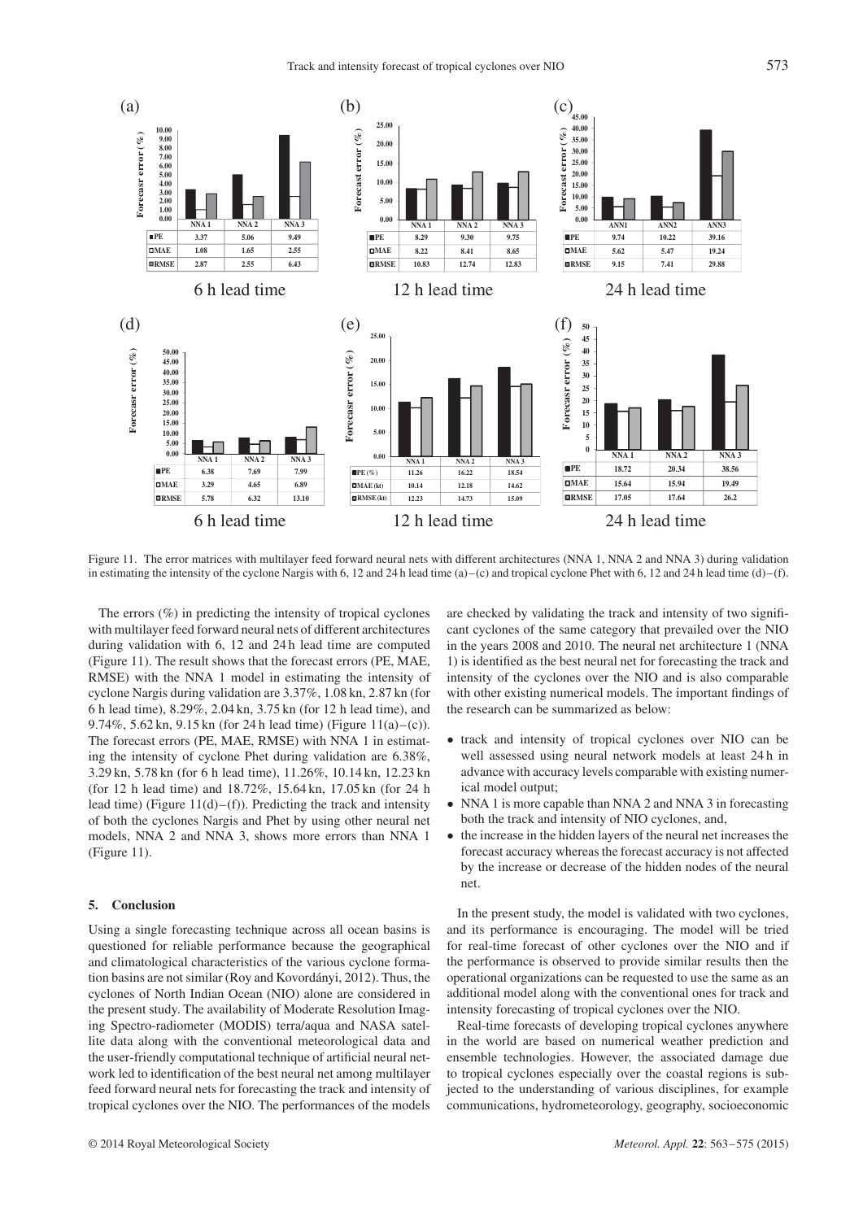(a)

| | NNA 1 | NNA 2 | NNA 3 |
|---|---|---|---|
| PE | 3.37 | 5.06 | 9.49 |
| MAE | 1.08 | 1.65 | 2.55 |
| RMSE | 2.87 | 2.55 | 6.43 |

6 h lead time

(b)

| | NNA 1 | NNA 2 | NNA 3 |
|---|---|---|---|
| PE | 8.29 | 9.30 | 9.75 |
| MAE | 8.22 | 8.41 | 8.65 |
| RMSE | 10.83 | 12.74 | 12.83 |

12 h lead time

(c)

| | ANN1 | ANN2 | ANN3 |
|---|---|---|---|
| PE | 9.74 | 10.22 | 39.16 |
| MAE | 5.62 | 5.47 | 19.24 |
| RMSE | 9.15 | 7.41 | 29.88 |

24 h lead time

(d)

| | NNA 1 | NNA 2 | NNA 3 |
|---|---|---|---|
| PE | 6.38 | 7.69 | 7.99 |
| MAE | 3.29 | 4.65 | 6.89 |
| RMSE | 5.78 | 6.32 | 13.10 |

6 h lead time

(e)

| | NNA 1 | NNA 2 | NNA 3 |
|---|---|---|---|
| PE (%) | 11.26 | 16.22 | 18.54 |
| MAE (kt) | 10.14 | 12.18 | 14.62 |
| RMSE (kt) | 12.23 | 14.73 | 15.09 |

12 h lead time

(f)

| | NNA 1 | NNA 2 | NNA 3 |
|---|---|---|---|
| PE | 18.72 | 20.34 | 38.56 |
| MAE | 15.64 | 15.94 | 19.49 |
| RMSE | 17.05 | 17.64 | 26.2 |

24 h lead time

Figure 11. The error matrices with multilayer feed forward neural nets with different architectures (NNA 1, NNA 2 and NNA 3) during validation in estimating the intensity of the cyclone Nargis with 6, 12 and 24 h lead time (a)–(c) and tropical cyclone Phet with 6, 12 and 24 h lead time (d)–(f).

The errors (%) in predicting the intensity of tropical cyclones with multilayer feed forward neural nets of different architectures during validation with 6, 12 and 24 h lead time are computed (Figure 11). The result shows that the forecast errors (PE, MAE, RMSE) with the NNA 1 model in estimating the intensity of cyclone Nargis during validation are 3.37%, 1.08 kn, 2.87 kn (for 6 h lead time), 8.29%, 2.04 kn, 3.75 kn (for 12 h lead time), and 9.74%, 5.62 kn, 9.15 kn (for 24 h lead time) (Figure 11(a)–(c)). The forecast errors (PE, MAE, RMSE) with NNA 1 in estimating the intensity of cyclone Phet during validation are 6.38%, 3.29 kn, 5.78 kn (for 6 h lead time), 11.26%, 10.14 kn, 12.23 kn (for 12 h lead time) and 18.72%, 15.64 kn, 17.05 kn (for 24 h lead time) (Figure 11(d)–(f)). Predicting the track and intensity of both the cyclones Nargis and Phet by using other neural net models, NNA 2 and NNA 3, shows more errors than NNA 1 (Figure 11).

## 5. Conclusion

Using a single forecasting technique across all ocean basins is questioned for reliable performance because the geographical and climatological characteristics of the various cyclone formation basins are not similar (Roy and Kovordányi, 2012). Thus, the cyclones of North Indian Ocean (NIO) alone are considered in the present study. The availability of Moderate Resolution Imaging Spectro-radiometer (MODIS) terra/aqua and NASA satellite data along with the conventional meteorological data and the user-friendly computational technique of artificial neural network led to identification of the best neural net among multilayer feed forward neural nets for forecasting the track and intensity of tropical cyclones over the NIO. The performances of the models are checked by validating the track and intensity of two significant cyclones of the same category that prevailed over the NIO in the years 2008 and 2010. The neural net architecture 1 (NNA 1) is identified as the best neural net for forecasting the track and intensity of the cyclones over the NIO and is also comparable with other existing numerical models. The important findings of the research can be summarized as below:

- track and intensity of tropical cyclones over NIO can be well assessed using neural network models at least 24 h in advance with accuracy levels comparable with existing numerical model output;
- NNA 1 is more capable than NNA 2 and NNA 3 in forecasting both the track and intensity of NIO cyclones, and,
- the increase in the hidden layers of the neural net increases the forecast accuracy whereas the forecast accuracy is not affected by the increase or decrease of the hidden nodes of the neural net.

In the present study, the model is validated with two cyclones, and its performance is encouraging. The model will be tried for real-time forecast of other cyclones over the NIO and if the performance is observed to provide similar results then the operational organizations can be requested to use the same as an additional model along with the conventional ones for track and intensity forecasting of tropical cyclones over the NIO.

Real-time forecasts of developing tropical cyclones anywhere in the world are based on numerical weather prediction and ensemble technologies. However, the associated damage due to tropical cyclones especially over the coastal regions is subjected to the understanding of various disciplines, for example communications, hydrometeorology, geography, socioeconomic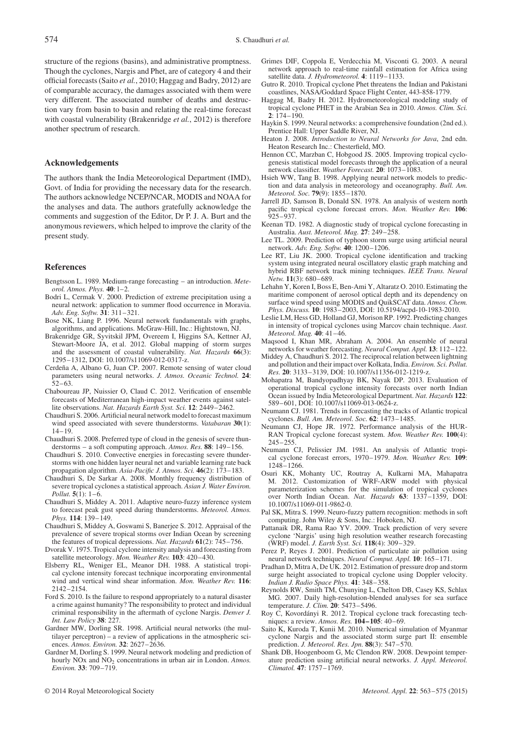structure of the regions (basins), and administrative promptness. Though the cyclones, Nargis and Phet, are of category 4 and their official forecasts (Saito *et al.*, 2010; Haggag and Badry, 2012) are of comparable accuracy, the damages associated with them were very different. The associated number of deaths and destruction vary from basin to basin and relating the real-time forecast with coastal vulnerability (Brakenridge *et al.*, 2012) is therefore another spectrum of research.

## Acknowledgements

The authors thank the India Meteorological Department (IMD), Govt. of India for providing the necessary data for the research. The authors acknowledge NCEP/NCAR, MODIS and NOAA for the analyses and data. The authors gratefully acknowledge the comments and suggestion of the Editor, Dr P. J. A. Burt and the anonymous reviewers, which helped to improve the clarity of the present study.

## References

Bengtsson L. 1989. Medium-range forecasting – an introduction. *Meteorol. Atmos. Phys.* **40**: 1–2.

Bodri L, Cermak V. 2000. Prediction of extreme precipitation using a neural network: application to summer flood occurrence in Moravia. *Adv. Eng. Softw.* **31**: 311–321.

Bose NK, Liang P. 1996. Neural network fundamentals with graphs, algorithms, and applications. McGraw-Hill, Inc.: Hightstown, NJ.

Brakenridge GR, Syvitskil JPM, Overeem I, Higgins SA, Kettner AJ, Stewart-Moore JA, et al. 2012. Global mapping of storm surges and the assessment of coastal vulnerability. *Nat. Hazards* **66**(3): 1295–1312, DOI: 10.1007/s11069-012-0317-z.

Cerdeña A, Albano G, Juan CP. 2007. Remote sensing of water cloud parameters using neural networks. *J. Atmos. Oceanic Technol.* **24**: 52–63.

Chaboureau JP, Nuissier O, Claud C. 2012. Verification of ensemble forecasts of Mediterranean high-impact weather events against satellite observations. *Nat. Hazards Earth Syst. Sci.* **12**: 2449–2462.

Chaudhuri S. 2006. Artificial neural network model to forecast maximum wind speed associated with severe thunderstorms. *Vatabaran* **30**(1): 14–19.

Chaudhuri S. 2008. Preferred type of cloud in the genesis of severe thunderstorms – a soft computing approach. *Atmos. Res.* **88**: 149–156.

Chaudhuri S. 2010. Convective energies in forecasting severe thunderstorms with one hidden layer neural net and variable learning rate back propagation algorithm. *Asia-Pacific J. Atmos. Sci.* **46**(2): 173–183.

Chaudhuri S, De Sarkar A. 2008. Monthly frequency distribution of severe tropical cyclones a statistical approach. *Asian J. Water Environ. Pollut.* **5**(1): 1–6.

Chaudhuri S, Middey A. 2011. Adaptive neuro-fuzzy inference system to forecast peak gust speed during thunderstorms. *Meteorol. Atmos. Phys.* **114**: 139–149.

Chaudhuri S, Middey A, Goswami S, Banerjee S. 2012. Appraisal of the prevalence of severe tropical storms over Indian Ocean by screening the features of tropical depressions. *Nat. Hazards* **61**(2): 745–756.

Dvorak V. 1975. Tropical cyclone intensity analysis and forecasting from satellite meteorology. *Mon. Weather Rev.* **103**: 420–430.

Elsberry RL, Weniger EL, Meanor DH. 1988. A statistical tropical cyclone intensity forecast technique incorporating environmental wind and vertical wind shear information. *Mon. Weather Rev.* **116**: 2142–2154.

Ford S. 2010. Is the failure to respond appropriately to a natural disaster a crime against humanity? The responsibility to protect and individual criminal responsibility in the aftermath of cyclone Nargis. *Denver J. Int. Law Policy* **38**: 227.

Gardner MW, Dorling SR. 1998. Artificial neural networks (the multilayer perceptron) – a review of applications in the atmospheric sciences. *Atmos. Environ.* **32**: 2627–2636.

Gardner M, Dorling S. 1999. Neural network modeling and prediction of hourly NOx and $NO_2$ concentrations in urban air in London. *Atmos. Environ.* **33**: 709–719.

Grimes DIF, Coppola E, Verdecchia M, Visconti G. 2003. A neural network approach to real-time rainfall estimation for Africa using satellite data. *J. Hydrometeorol.* **4**: 1119–1133.

Gutro R. 2010. Tropical cyclone Phet threatens the Indian and Pakistani coastlines, NASA/Goddard Space Flight Center, 443-858-1779.

Haggag M, Badry H. 2012. Hydrometeorological modeling study of tropical cyclone PHET in the Arabian Sea in 2010. *Atmos. Clim. Sci.* **2**: 174–190.

Haykin S. 1999. Neural networks: a comprehensive foundation (2nd ed.). Prentice Hall: Upper Saddle River, NJ.

Heaton J. 2008. *Introduction to Neural Networks for Java*, 2nd edn. Heaton Research Inc.: Chesterfield, MO.

Hennon CC, Marzban C, Hobgood JS. 2005. Improving tropical cyclogenesis statistical model forecasts through the application of a neural network classifier. *Weather Forecast.* **20**: 1073–1083.

Hsieh WW, Tang B. 1998. Applying neural network models to prediction and data analysis in meteorology and oceanography. *Bull. Am. Meteorol. Soc.* **79**(9): 1855–1870.

Jarrell JD, Samson B, Donald SN. 1978. An analysis of western north pacific tropical cyclone forecast errors. *Mon. Weather Rev.* **106**: 925–937.

Keenan TD. 1982. A diagnostic study of tropical cyclone forecasting in Australia. *Aust. Meteorol. Mag.* **27**: 249–258.

Lee TL. 2009. Prediction of typhoon storm surge using artificial neural network. *Adv. Eng. Softw.* **40**: 1200–1206.

Lee RT, Liu JK. 2000. Tropical cyclone identification and tracking system using integrated neural oscillatory elastic graph matching and hybrid RBF network track mining techniques. *IEEE Trans. Neural Netw.* **11**(3): 680–689.

Lehahn Y, Koren I, Boss E, Ben-Ami Y, Altaratz O. 2010. Estimating the maritime component of aerosol optical depth and its dependency on surface wind speed using MODIS and QuikSCAT data. *Atmos. Chem. Phys. Discuss.* **10**: 1983–2003, DOI: 10.5194/acpd-10-1983-2010.

Leslie LM, Hess GD, Holland GJ, Morison RP. 1992. Predicting changes in intensity of tropical cyclones using Marcov chain technique. *Aust. Meteorol. Mag.* **40**: 41–46.

Maqsood I, Khan MR, Abraham A. 2004. An ensemble of neural networks for weather forecasting. *Neural Comput. Appl.* **13**: 112–122.

Middey A, Chaudhuri S. 2012. The reciprocal relation between lightning and pollution and their impact over Kolkata, India. *Environ. Sci. Pollut. Res.* **20**: 3133–3139, DOI: 10.1007/s11356-012-1219-z.

Mohapatra M, Bandyopadhyay BK, Nayak DP. 2013. Evaluation of operational tropical cyclone intensity forecasts over north Indian Ocean issued by India Meteorological Department. *Nat. Hazards* **122**: 589–601, DOI: 10.1007/s11069-013-0624-z.

Neumann CJ. 1981. Trends in forecasting the tracks of Atlantic tropical cyclones. *Bull. Am. Meteorol. Soc.* **62**: 1473–1485.

Neumann CJ, Hope JR. 1972. Performance analysis of the HURRAN Tropical cyclone forecast system. *Mon. Weather Rev.* **100**(4): 245–255.

Neumann CJ, Pelissier JM. 1981. An analysis of Atlantic tropical cyclone forecast errors, 1970–1979. *Mon. Weather Rev.* **109**: 1248–1266.

Osuri KK, Mohanty UC, Routray A, Kulkarni MA, Mahapatra M. 2012. Customization of WRF-ARW model with physical parameterization schemes for the simulation of tropical cyclones over North Indian Ocean. *Nat. Hazards* **63**: 1337–1359, DOI: 10.1007/s11069-011-9862-0.

Pal SK, Mitra S. 1999. Neuro-fuzzy pattern recognition: methods in soft computing. John Wiley & Sons, Inc.: Hoboken, NJ.

Pattanaik DR, Rama Rao YV. 2009. Track prediction of very severe cyclone 'Nargis' using high resolution weather research forecasting (WRF) model. *J. Earth Syst. Sci.* **118**(4): 309–329.

Perez P, Reyes J. 2001. Prediction of particulate air pollution using neural network techniques. *Neural Comput. Appl.* **10**: 165–171.

Pradhan D, Mitra A, De UK. 2012. Estimation of pressure drop and storm surge height associated to tropical cyclone using Doppler velocity. *Indian J. Radio Space Phys.* **41**: 348–358.

Reynolds RW, Smith TM, Chunying L, Chelton DB, Casey KS, Schlax MG. 2007. Daily high-resolution-blended analyses for sea surface temperature. *J. Clim.* **20**: 5473–5496.

Roy C, Kovordányi R. 2012. Tropical cyclone track forecasting techniques: a review. *Atmos. Res.* **104–105**: 40–69.

Saito K, Kuroda T, Kunii M. 2010. Numerical simulation of Myanmar cyclone Nargis and the associated storm surge part II: ensemble prediction. *J. Meteorol. Res. Jpn.* **88**(3): 547–570.

Shank DB, Hoogenboom G, Mc Clendon RW. 2008. Dewpoint temperature prediction using artificial neural networks. *J. Appl. Meteorol. Climatol.* **47**: 1757–1769.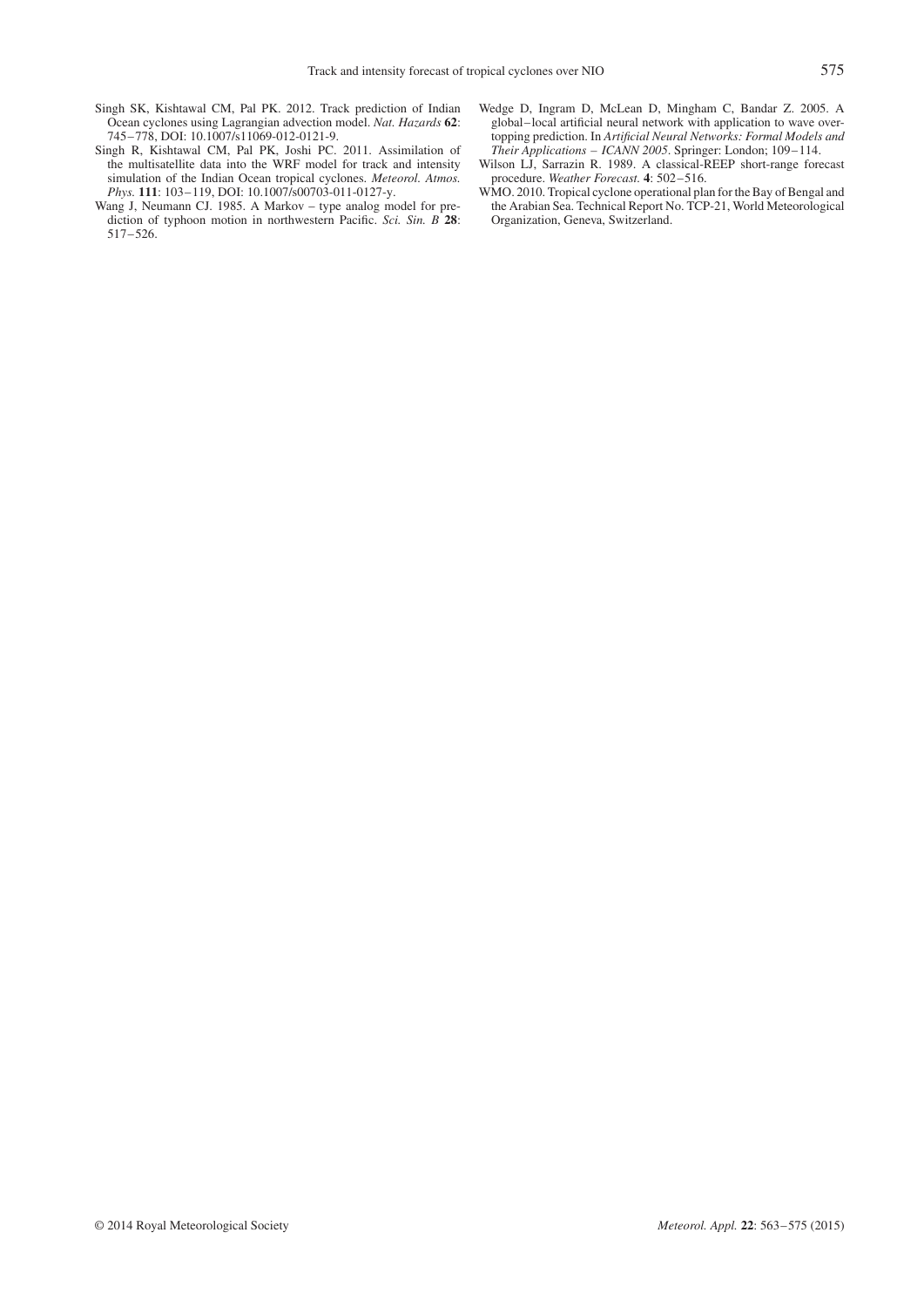Singh SK, Kishtawal CM, Pal PK. 2012. Track prediction of Indian Ocean cyclones using Lagrangian advection model. *Nat. Hazards* **62**: 745–778, DOI: 10.1007/s11069-012-0121-9.

Singh R, Kishtawal CM, Pal PK, Joshi PC. 2011. Assimilation of the multisatellite data into the WRF model for track and intensity simulation of the Indian Ocean tropical cyclones. *Meteorol. Atmos. Phys.* **111**: 103–119, DOI: 10.1007/s00703-011-0127-y.

Wang J, Neumann CJ. 1985. A Markov – type analog model for prediction of typhoon motion in northwestern Pacific. *Sci. Sin. B* **28**: 517–526.

Wedge D, Ingram D, McLean D, Mingham C, Bandar Z. 2005. A global–local artificial neural network with application to wave overtopping prediction. In *Artificial Neural Networks: Formal Models and Their Applications – ICANN 2005*. Springer: London; 109–114.

Wilson LJ, Sarrazin R. 1989. A classical-REEP short-range forecast procedure. *Weather Forecast.* **4**: 502–516.

WMO. 2010. Tropical cyclone operational plan for the Bay of Bengal and the Arabian Sea. Technical Report No. TCP-21, World Meteorological Organization, Geneva, Switzerland.